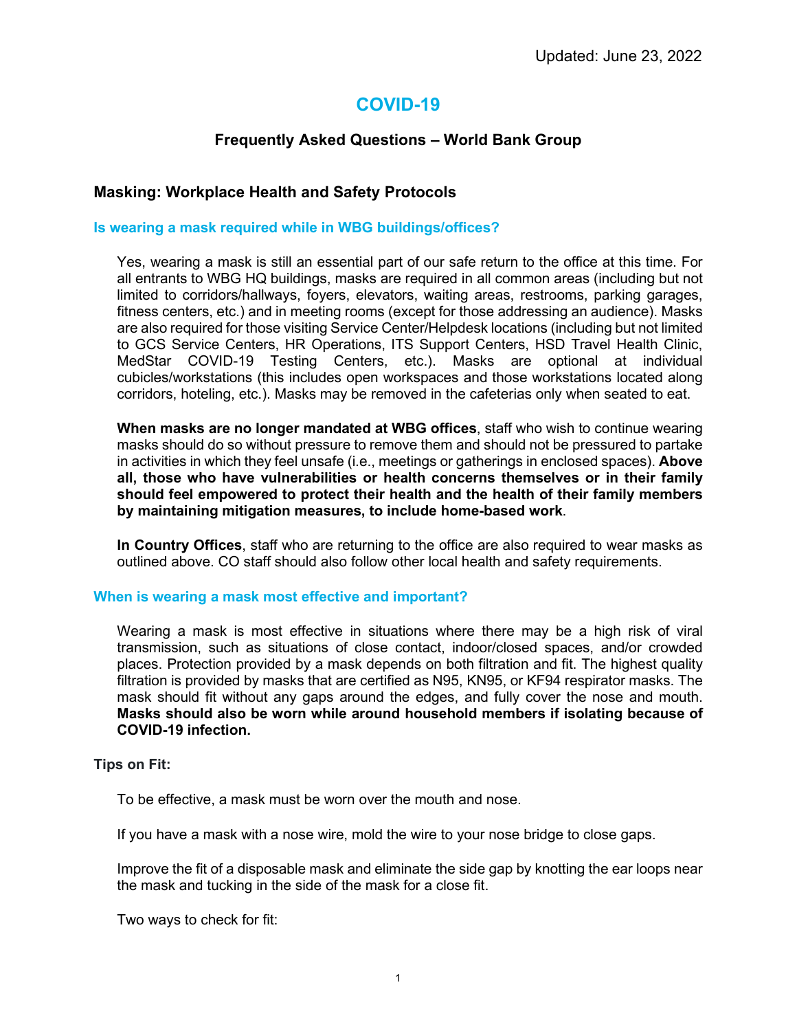Updated: June 23, 2022

# COVID-19

## Frequently Asked Questions – World Bank Group

## Masking: Workplace Health and Safety Protocols

### Is wearing a mask required while in WBG buildings/offices?

Yes, wearing a mask is still an essential part of our safe return to the office at this time. For all entrants to WBG HQ buildings, masks are required in all common areas (including but not limited to corridors/hallways, foyers, elevators, waiting areas, restrooms, parking garages, fitness centers, etc.) and in meeting rooms (except for those addressing an audience). Masks are also required for those visiting Service Center/Helpdesk locations (including but not limited to GCS Service Centers, HR Operations, ITS Support Centers, HSD Travel Health Clinic, MedStar COVID-19 Testing Centers, etc.). Masks are optional at individual cubicles/workstations (this includes open workspaces and those workstations located along corridors, hoteling, etc.). Masks may be removed in the cafeterias only when seated to eat.

**When masks are no longer mandated at WBG offices**, staff who wish to continue wearing masks should do so without pressure to remove them and should not be pressured to partake in activities in which they feel unsafe (i.e., meetings or gatherings in enclosed spaces). **Above all, those who have vulnerabilities or health concerns themselves or in their family should feel empowered to protect their health and the health of their family members by maintaining mitigation measures, to include home-based work**.

**In Country Offices**, staff who are returning to the office are also required to wear masks as outlined above. CO staff should also follow other local health and safety requirements.

### When is wearing a mask most effective and important?

Wearing a mask is most effective in situations where there may be a high risk of viral transmission, such as situations of close contact, indoor/closed spaces, and/or crowded places. Protection provided by a mask depends on both filtration and fit. The highest quality filtration is provided by masks that are certified as N95, KN95, or KF94 respirator masks. The mask should fit without any gaps around the edges, and fully cover the nose and mouth. **Masks should also be worn while around household members if isolating because of COVID-19 infection.**

**Tips on Fit:**

To be effective, a mask must be worn over the mouth and nose.

If you have a mask with a nose wire, mold the wire to your nose bridge to close gaps.

Improve the fit of a disposable mask and eliminate the side gap by knotting the ear loops near the mask and tucking in the side of the mask for a close fit.

Two ways to check for fit: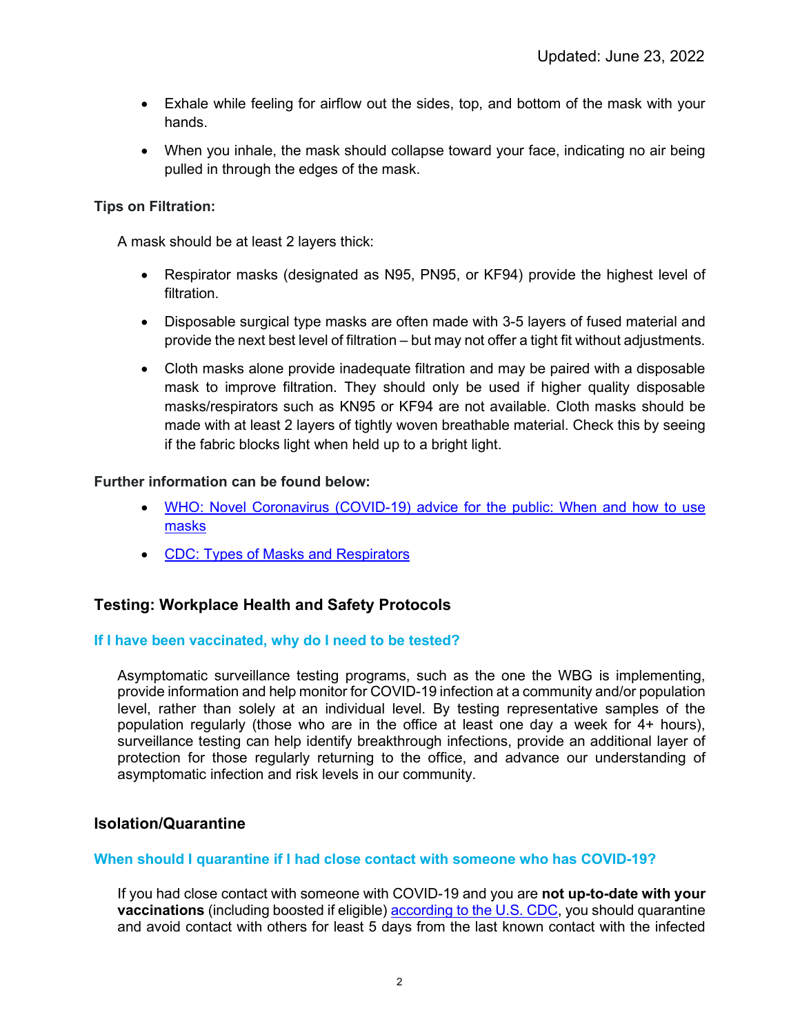- Exhale while feeling for airflow out the sides, top, and bottom of the mask with your hands.
- When you inhale, the mask should collapse toward your face, indicating no air being pulled in through the edges of the mask.

**Tips on Filtration:**

A mask should be at least 2 layers thick:

- Respirator masks (designated as N95, PN95, or KF94) provide the highest level of filtration.
- Disposable surgical type masks are often made with 3-5 layers of fused material and provide the next best level of filtration – but may not offer a tight fit without adjustments.
- Cloth masks alone provide inadequate filtration and may be paired with a disposable mask to improve filtration. They should only be used if higher quality disposable masks/respirators such as KN95 or KF94 are not available. Cloth masks should be made with at least 2 layers of tightly woven breathable material. Check this by seeing if the fabric blocks light when held up to a bright light.

**Further information can be found below:**

- WHO: Novel Coronavirus (COVID-19) advice for the public: When and how to use masks
- CDC: Types of Masks and Respirators

## Testing: Workplace Health and Safety Protocols

### If I have been vaccinated, why do I need to be tested?

Asymptomatic surveillance testing programs, such as the one the WBG is implementing, provide information and help monitor for COVID-19 infection at a community and/or population level, rather than solely at an individual level. By testing representative samples of the population regularly (those who are in the office at least one day a week for 4+ hours), surveillance testing can help identify breakthrough infections, provide an additional layer of protection for those regularly returning to the office, and advance our understanding of asymptomatic infection and risk levels in our community.

## Isolation/Quarantine

### When should I quarantine if I had close contact with someone who has COVID-19?

If you had close contact with someone with COVID-19 and you are **not up-to-date with your vaccinations** (including boosted if eligible) according to the U.S. CDC, you should quarantine and avoid contact with others for least 5 days from the last known contact with the infected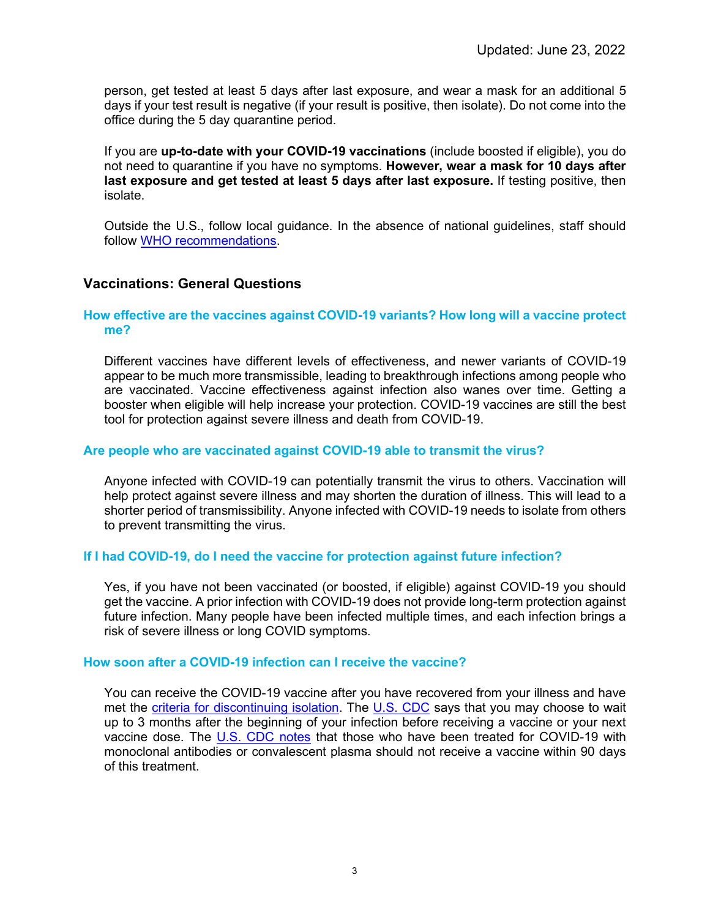person, get tested at least 5 days after last exposure, and wear a mask for an additional 5 days if your test result is negative (if your result is positive, then isolate). Do not come into the office during the 5 day quarantine period.

If you are **up-to-date with your COVID-19 vaccinations** (include boosted if eligible), you do not need to quarantine if you have no symptoms. **However, wear a mask for 10 days after last exposure and get tested at least 5 days after last exposure.** If testing positive, then isolate.

Outside the U.S., follow local guidance. In the absence of national guidelines, staff should follow [WHO recommendations](#).

## Vaccinations: General Questions

### How effective are the vaccines against COVID-19 variants? How long will a vaccine protect me?

Different vaccines have different levels of effectiveness, and newer variants of COVID-19 appear to be much more transmissible, leading to breakthrough infections among people who are vaccinated. Vaccine effectiveness against infection also wanes over time. Getting a booster when eligible will help increase your protection. COVID-19 vaccines are still the best tool for protection against severe illness and death from COVID-19.

### Are people who are vaccinated against COVID-19 able to transmit the virus?

Anyone infected with COVID-19 can potentially transmit the virus to others. Vaccination will help protect against severe illness and may shorten the duration of illness. This will lead to a shorter period of transmissibility. Anyone infected with COVID-19 needs to isolate from others to prevent transmitting the virus.

### If I had COVID-19, do I need the vaccine for protection against future infection?

Yes, if you have not been vaccinated (or boosted, if eligible) against COVID-19 you should get the vaccine. A prior infection with COVID-19 does not provide long-term protection against future infection. Many people have been infected multiple times, and each infection brings a risk of severe illness or long COVID symptoms.

### How soon after a COVID-19 infection can I receive the vaccine?

You can receive the COVID-19 vaccine after you have recovered from your illness and have met the [criteria for discontinuing isolation](#). The [U.S. CDC](#) says that you may choose to wait up to 3 months after the beginning of your infection before receiving a vaccine or your next vaccine dose. The [U.S. CDC notes](#) that those who have been treated for COVID-19 with monoclonal antibodies or convalescent plasma should not receive a vaccine within 90 days of this treatment.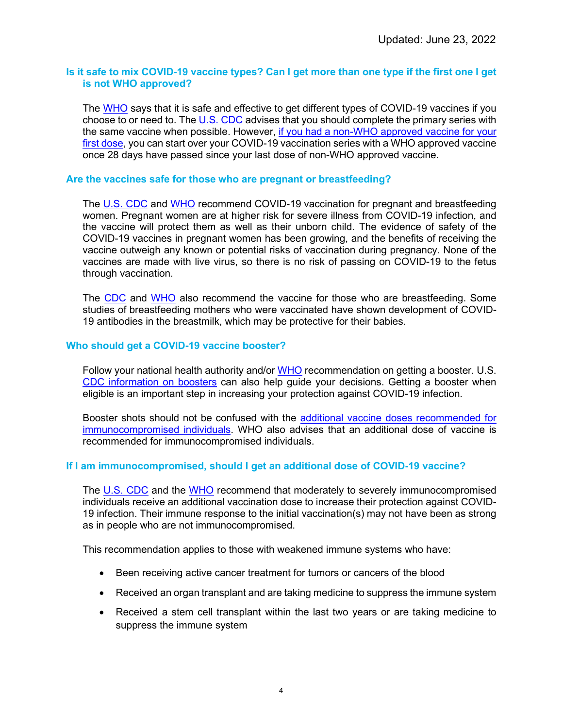Updated: June 23, 2022

### Is it safe to mix COVID-19 vaccine types? Can I get more than one type if the first one I get is not WHO approved?

The WHO says that it is safe and effective to get different types of COVID-19 vaccines if you choose to or need to. The U.S. CDC advises that you should complete the primary series with the same vaccine when possible. However, if you had a non-WHO approved vaccine for your first dose, you can start over your COVID-19 vaccination series with a WHO approved vaccine once 28 days have passed since your last dose of non-WHO approved vaccine.

### Are the vaccines safe for those who are pregnant or breastfeeding?

The U.S. CDC and WHO recommend COVID-19 vaccination for pregnant and breastfeeding women. Pregnant women are at higher risk for severe illness from COVID-19 infection, and the vaccine will protect them as well as their unborn child. The evidence of safety of the COVID-19 vaccines in pregnant women has been growing, and the benefits of receiving the vaccine outweigh any known or potential risks of vaccination during pregnancy. None of the vaccines are made with live virus, so there is no risk of passing on COVID-19 to the fetus through vaccination.

The CDC and WHO also recommend the vaccine for those who are breastfeeding. Some studies of breastfeeding mothers who were vaccinated have shown development of COVID-19 antibodies in the breastmilk, which may be protective for their babies.

### Who should get a COVID-19 vaccine booster?

Follow your national health authority and/or WHO recommendation on getting a booster. U.S. CDC information on boosters can also help guide your decisions. Getting a booster when eligible is an important step in increasing your protection against COVID-19 infection.

Booster shots should not be confused with the additional vaccine doses recommended for immunocompromised individuals. WHO also advises that an additional dose of vaccine is recommended for immunocompromised individuals.

### If I am immunocompromised, should I get an additional dose of COVID-19 vaccine?

The U.S. CDC and the WHO recommend that moderately to severely immunocompromised individuals receive an additional vaccination dose to increase their protection against COVID-19 infection. Their immune response to the initial vaccination(s) may not have been as strong as in people who are not immunocompromised.

This recommendation applies to those with weakened immune systems who have:

- Been receiving active cancer treatment for tumors or cancers of the blood
- Received an organ transplant and are taking medicine to suppress the immune system
- Received a stem cell transplant within the last two years or are taking medicine to suppress the immune system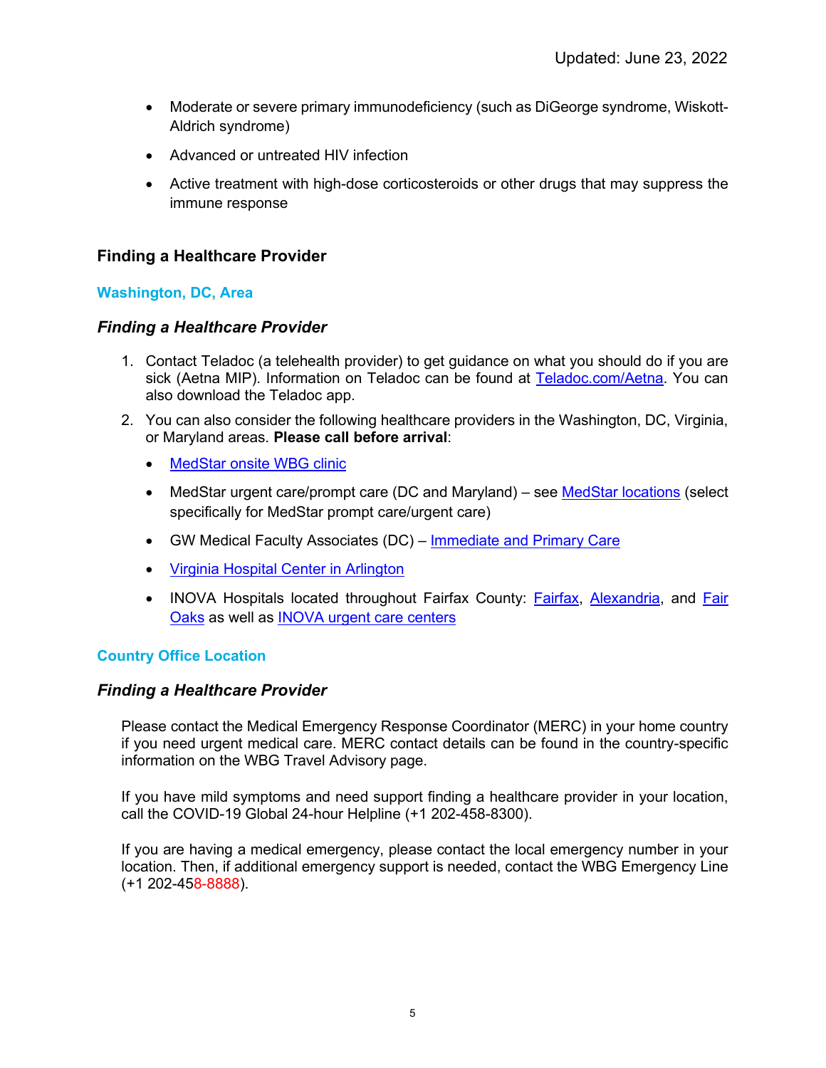- Moderate or severe primary immunodeficiency (such as DiGeorge syndrome, Wiskott-Aldrich syndrome)
- Advanced or untreated HIV infection
- Active treatment with high-dose corticosteroids or other drugs that may suppress the immune response

## Finding a Healthcare Provider

### Washington, DC, Area

#### *Finding a Healthcare Provider*

1. Contact Teladoc (a telehealth provider) to get guidance on what you should do if you are sick (Aetna MIP). Information on Teladoc can be found at Teladoc.com/Aetna. You can also download the Teladoc app.
2. You can also consider the following healthcare providers in the Washington, DC, Virginia, or Maryland areas. **Please call before arrival**:
   - MedStar onsite WBG clinic
   - MedStar urgent care/prompt care (DC and Maryland) – see MedStar locations (select specifically for MedStar prompt care/urgent care)
   - GW Medical Faculty Associates (DC) – Immediate and Primary Care
   - Virginia Hospital Center in Arlington
   - INOVA Hospitals located throughout Fairfax County: Fairfax, Alexandria, and Fair Oaks as well as INOVA urgent care centers

### Country Office Location

#### *Finding a Healthcare Provider*

Please contact the Medical Emergency Response Coordinator (MERC) in your home country if you need urgent medical care. MERC contact details can be found in the country-specific information on the WBG Travel Advisory page.

If you have mild symptoms and need support finding a healthcare provider in your location, call the COVID-19 Global 24-hour Helpline (+1 202-458-8300).

If you are having a medical emergency, please contact the local emergency number in your location. Then, if additional emergency support is needed, contact the WBG Emergency Line (+1 202-458-8888).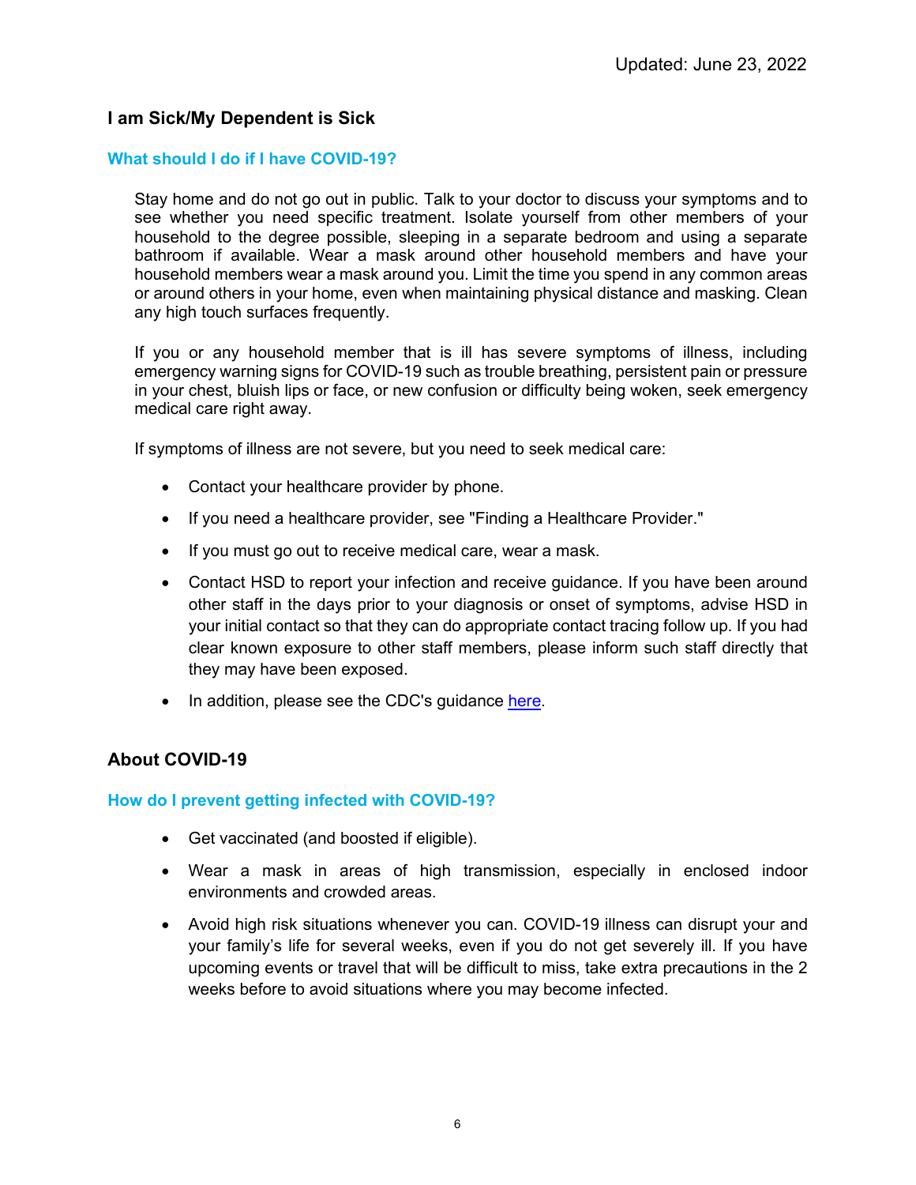Updated: June 23, 2022

## I am Sick/My Dependent is Sick

### What should I do if I have COVID-19?

Stay home and do not go out in public. Talk to your doctor to discuss your symptoms and to see whether you need specific treatment. Isolate yourself from other members of your household to the degree possible, sleeping in a separate bedroom and using a separate bathroom if available. Wear a mask around other household members and have your household members wear a mask around you. Limit the time you spend in any common areas or around others in your home, even when maintaining physical distance and masking. Clean any high touch surfaces frequently.

If you or any household member that is ill has severe symptoms of illness, including emergency warning signs for COVID-19 such as trouble breathing, persistent pain or pressure in your chest, bluish lips or face, or new confusion or difficulty being woken, seek emergency medical care right away.

If symptoms of illness are not severe, but you need to seek medical care:

- Contact your healthcare provider by phone.
- If you need a healthcare provider, see "Finding a Healthcare Provider."
- If you must go out to receive medical care, wear a mask.
- Contact HSD to report your infection and receive guidance. If you have been around other staff in the days prior to your diagnosis or onset of symptoms, advise HSD in your initial contact so that they can do appropriate contact tracing follow up. If you had clear known exposure to other staff members, please inform such staff directly that they may have been exposed.
- In addition, please see the CDC's guidance here.

## About COVID-19

### How do I prevent getting infected with COVID-19?

- Get vaccinated (and boosted if eligible).
- Wear a mask in areas of high transmission, especially in enclosed indoor environments and crowded areas.
- Avoid high risk situations whenever you can. COVID-19 illness can disrupt your and your family's life for several weeks, even if you do not get severely ill. If you have upcoming events or travel that will be difficult to miss, take extra precautions in the 2 weeks before to avoid situations where you may become infected.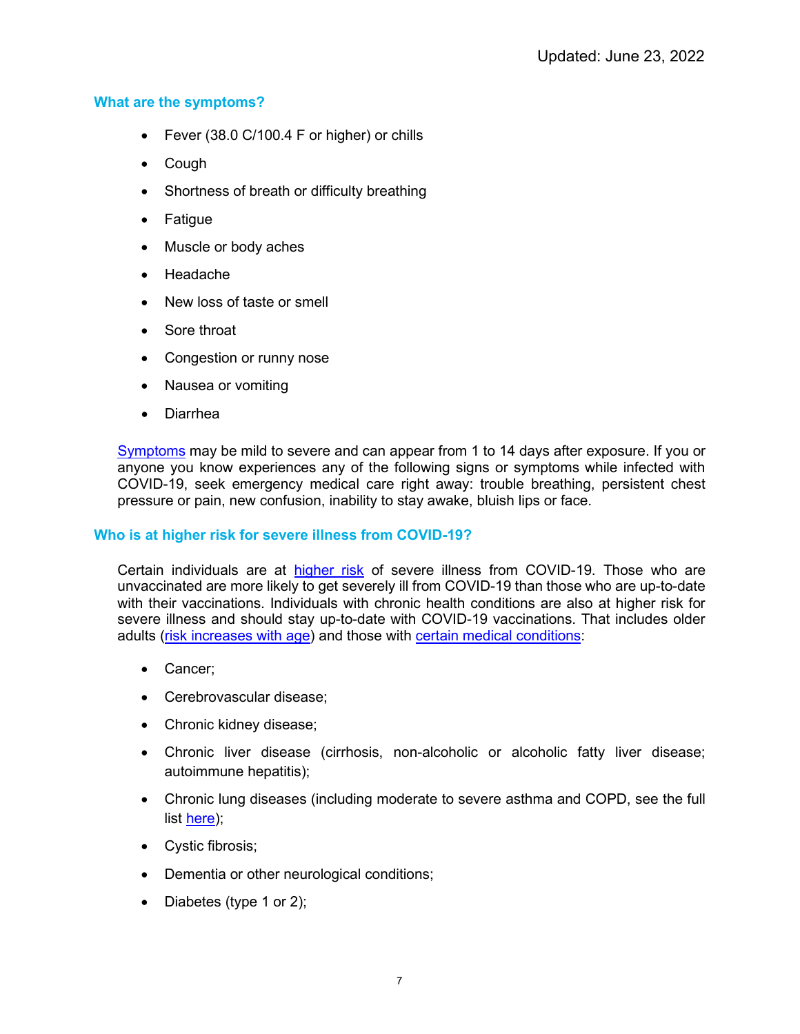Updated: June 23, 2022

## What are the symptoms?

- Fever (38.0 C/100.4 F or higher) or chills
- Cough
- Shortness of breath or difficulty breathing
- Fatigue
- Muscle or body aches
- Headache
- New loss of taste or smell
- Sore throat
- Congestion or runny nose
- Nausea or vomiting
- Diarrhea

Symptoms may be mild to severe and can appear from 1 to 14 days after exposure. If you or anyone you know experiences any of the following signs or symptoms while infected with COVID-19, seek emergency medical care right away: trouble breathing, persistent chest pressure or pain, new confusion, inability to stay awake, bluish lips or face.

## Who is at higher risk for severe illness from COVID-19?

Certain individuals are at higher risk of severe illness from COVID-19. Those who are unvaccinated are more likely to get severely ill from COVID-19 than those who are up-to-date with their vaccinations. Individuals with chronic health conditions are also at higher risk for severe illness and should stay up-to-date with COVID-19 vaccinations. That includes older adults (risk increases with age) and those with certain medical conditions:

- Cancer;
- Cerebrovascular disease;
- Chronic kidney disease;
- Chronic liver disease (cirrhosis, non-alcoholic or alcoholic fatty liver disease; autoimmune hepatitis);
- Chronic lung diseases (including moderate to severe asthma and COPD, see the full list here);
- Cystic fibrosis;
- Dementia or other neurological conditions;
- Diabetes (type 1 or 2);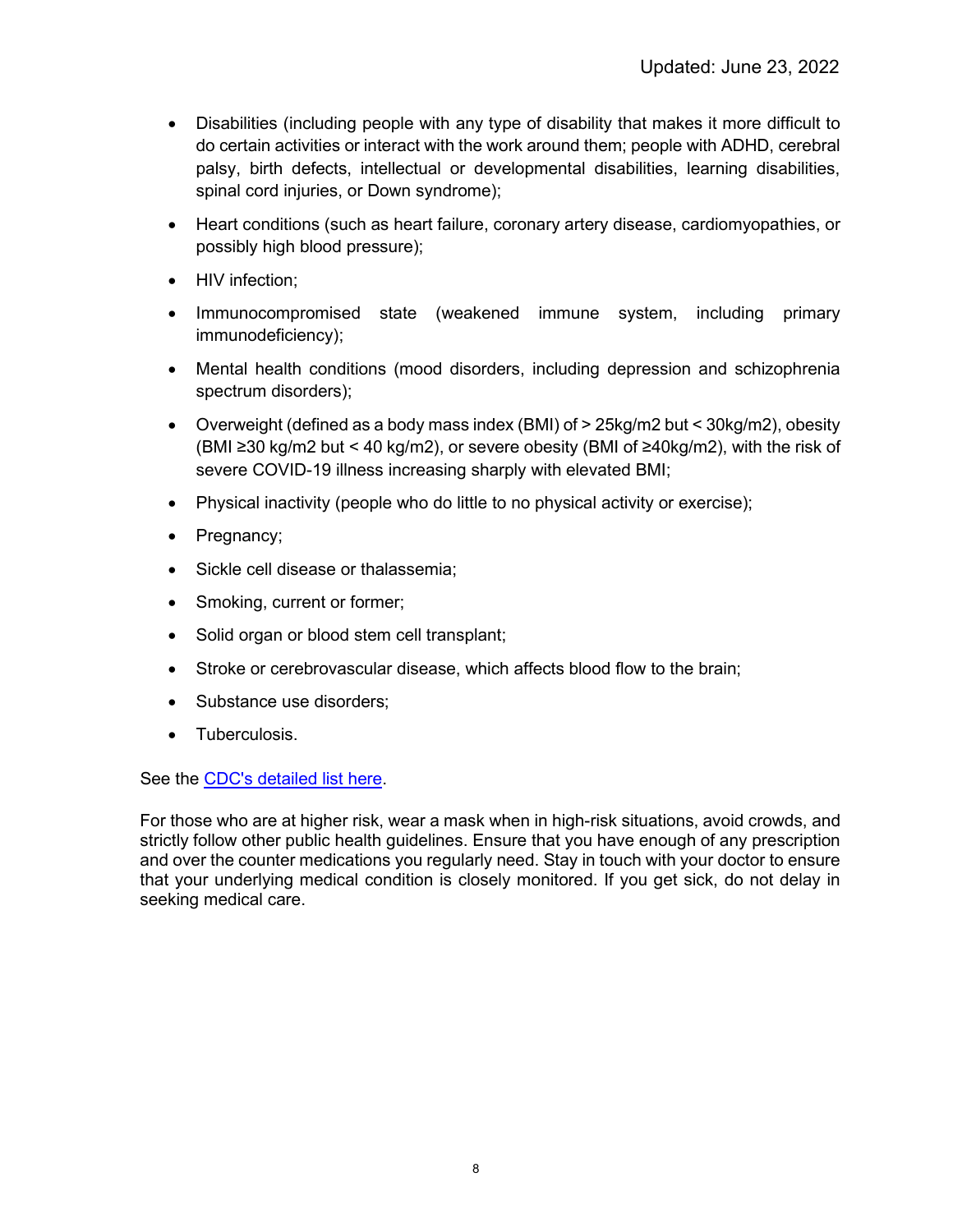- Disabilities (including people with any type of disability that makes it more difficult to do certain activities or interact with the work around them; people with ADHD, cerebral palsy, birth defects, intellectual or developmental disabilities, learning disabilities, spinal cord injuries, or Down syndrome);
- Heart conditions (such as heart failure, coronary artery disease, cardiomyopathies, or possibly high blood pressure);
- HIV infection;
- Immunocompromised state (weakened immune system, including primary immunodeficiency);
- Mental health conditions (mood disorders, including depression and schizophrenia spectrum disorders);
- Overweight (defined as a body mass index (BMI) of > 25kg/m2 but < 30kg/m2), obesity (BMI ≥30 kg/m2 but < 40 kg/m2), or severe obesity (BMI of ≥40kg/m2), with the risk of severe COVID-19 illness increasing sharply with elevated BMI;
- Physical inactivity (people who do little to no physical activity or exercise);
- Pregnancy;
- Sickle cell disease or thalassemia;
- Smoking, current or former;
- Solid organ or blood stem cell transplant;
- Stroke or cerebrovascular disease, which affects blood flow to the brain;
- Substance use disorders;
- Tuberculosis.

See the CDC's detailed list here.

For those who are at higher risk, wear a mask when in high-risk situations, avoid crowds, and strictly follow other public health guidelines. Ensure that you have enough of any prescription and over the counter medications you regularly need. Stay in touch with your doctor to ensure that your underlying medical condition is closely monitored. If you get sick, do not delay in seeking medical care.